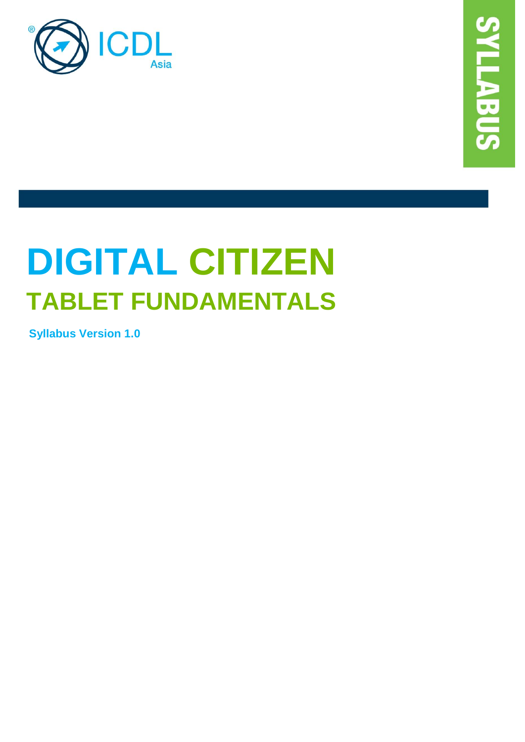ICDL Asia

SYLLABUS

# DIGITAL CITIZEN

## TABLET FUNDAMENTALS

**Syllabus Version 1.0**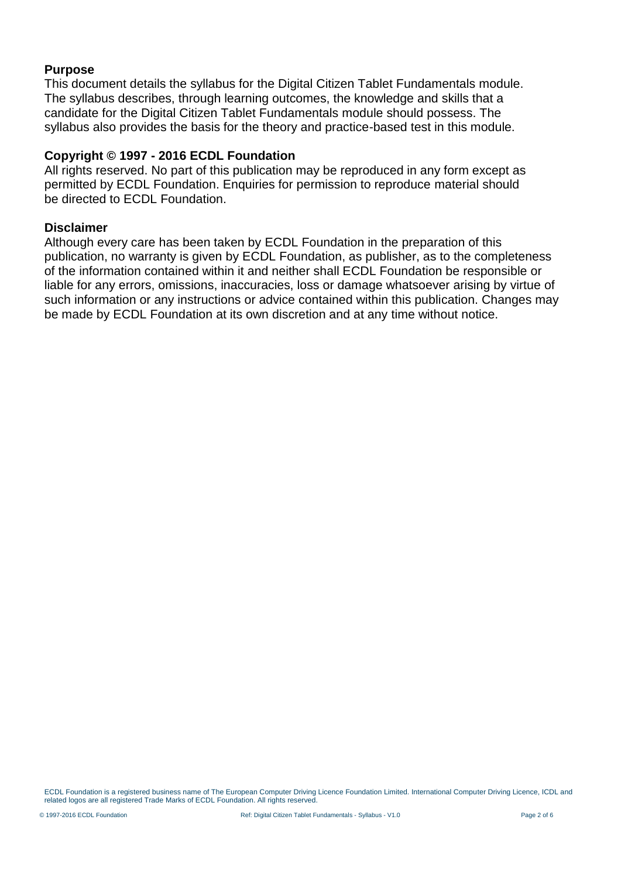## Purpose

This document details the syllabus for the Digital Citizen Tablet Fundamentals module. The syllabus describes, through learning outcomes, the knowledge and skills that a candidate for the Digital Citizen Tablet Fundamentals module should possess. The syllabus also provides the basis for the theory and practice-based test in this module.

## Copyright © 1997 - 2016 ECDL Foundation

All rights reserved. No part of this publication may be reproduced in any form except as permitted by ECDL Foundation. Enquiries for permission to reproduce material should be directed to ECDL Foundation.

## Disclaimer

Although every care has been taken by ECDL Foundation in the preparation of this publication, no warranty is given by ECDL Foundation, as publisher, as to the completeness of the information contained within it and neither shall ECDL Foundation be responsible or liable for any errors, omissions, inaccuracies, loss or damage whatsoever arising by virtue of such information or any instructions or advice contained within this publication. Changes may be made by ECDL Foundation at its own discretion and at any time without notice.

ECDL Foundation is a registered business name of The European Computer Driving Licence Foundation Limited. International Computer Driving Licence, ICDL and related logos are all registered Trade Marks of ECDL Foundation. All rights reserved.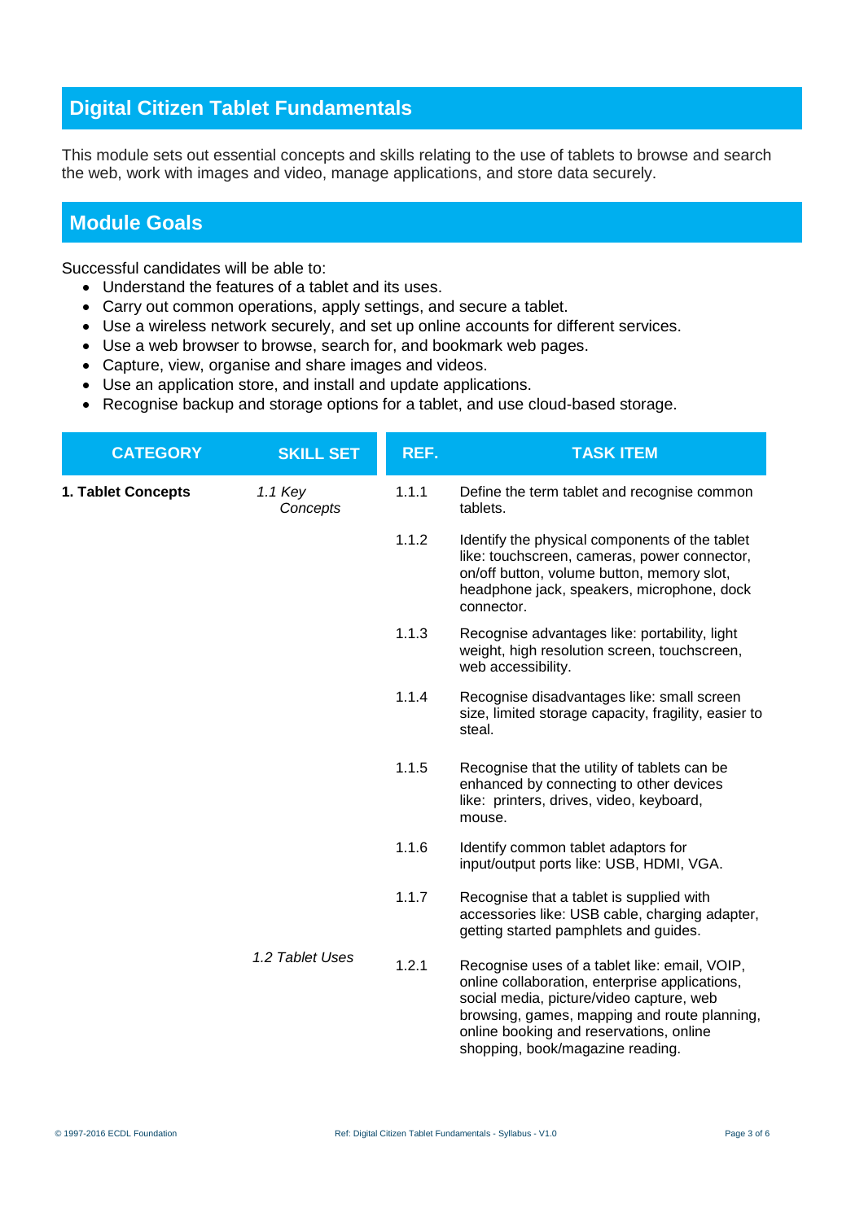## Digital Citizen Tablet Fundamentals

This module sets out essential concepts and skills relating to the use of tablets to browse and search the web, work with images and video, manage applications, and store data securely.

## Module Goals

Successful candidates will be able to:

- Understand the features of a tablet and its uses.
- Carry out common operations, apply settings, and secure a tablet.
- Use a wireless network securely, and set up online accounts for different services.
- Use a web browser to browse, search for, and bookmark web pages.
- Capture, view, organise and share images and videos.
- Use an application store, and install and update applications.
- Recognise backup and storage options for a tablet, and use cloud-based storage.

| CATEGORY | SKILL SET | REF. | TASK ITEM |
|---|---|---|---|
| **1. Tablet Concepts** | *1.1 Key Concepts* | 1.1.1 | Define the term tablet and recognise common tablets. |
| | | 1.1.2 | Identify the physical components of the tablet like: touchscreen, cameras, power connector, on/off button, volume button, memory slot, headphone jack, speakers, microphone, dock connector. |
| | | 1.1.3 | Recognise advantages like: portability, light weight, high resolution screen, touchscreen, web accessibility. |
| | | 1.1.4 | Recognise disadvantages like: small screen size, limited storage capacity, fragility, easier to steal. |
| | | 1.1.5 | Recognise that the utility of tablets can be enhanced by connecting to other devices like: printers, drives, video, keyboard, mouse. |
| | | 1.1.6 | Identify common tablet adaptors for input/output ports like: USB, HDMI, VGA. |
| | | 1.1.7 | Recognise that a tablet is supplied with accessories like: USB cable, charging adapter, getting started pamphlets and guides. |
| | *1.2 Tablet Uses* | 1.2.1 | Recognise uses of a tablet like: email, VOIP, online collaboration, enterprise applications, social media, picture/video capture, web browsing, games, mapping and route planning, online booking and reservations, online shopping, book/magazine reading. |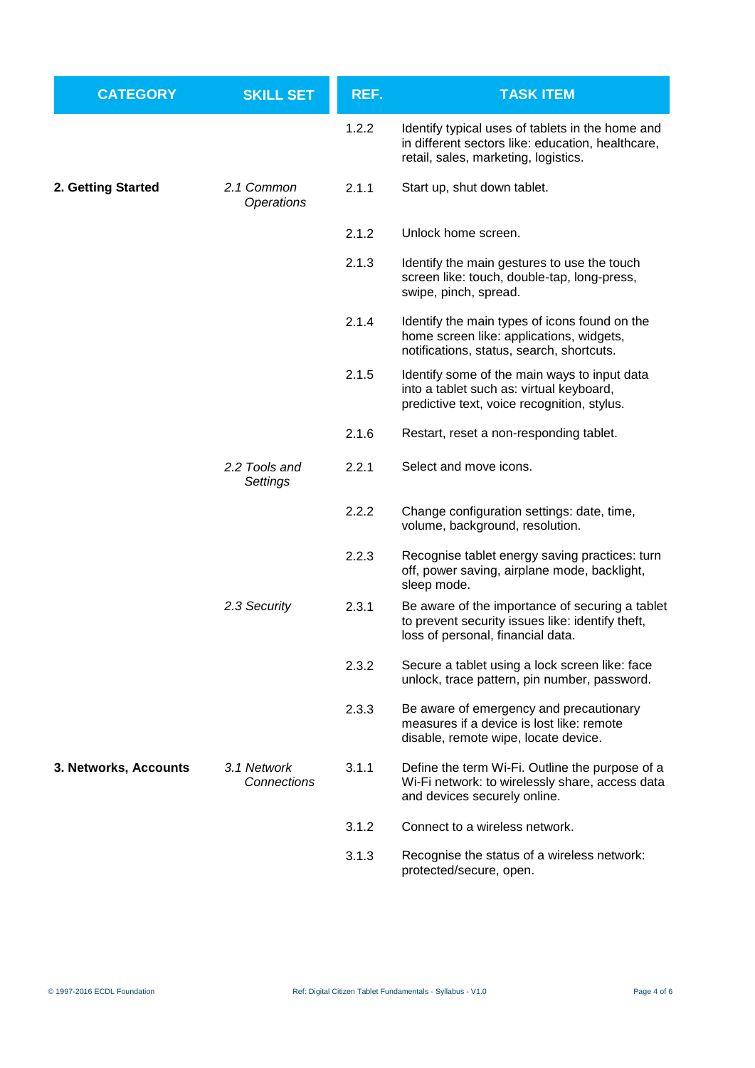| CATEGORY | SKILL SET | REF. | TASK ITEM |
| --- | --- | --- | --- |
| | | 1.2.2 | Identify typical uses of tablets in the home and in different sectors like: education, healthcare, retail, sales, marketing, logistics. |
| **2. Getting Started** | *2.1 Common Operations* | 2.1.1 | Start up, shut down tablet. |
| | | 2.1.2 | Unlock home screen. |
| | | 2.1.3 | Identify the main gestures to use the touch screen like: touch, double-tap, long-press, swipe, pinch, spread. |
| | | 2.1.4 | Identify the main types of icons found on the home screen like: applications, widgets, notifications, status, search, shortcuts. |
| | | 2.1.5 | Identify some of the main ways to input data into a tablet such as: virtual keyboard, predictive text, voice recognition, stylus. |
| | | 2.1.6 | Restart, reset a non-responding tablet. |
| | *2.2 Tools and Settings* | 2.2.1 | Select and move icons. |
| | | 2.2.2 | Change configuration settings: date, time, volume, background, resolution. |
| | | 2.2.3 | Recognise tablet energy saving practices: turn off, power saving, airplane mode, backlight, sleep mode. |
| | *2.3 Security* | 2.3.1 | Be aware of the importance of securing a tablet to prevent security issues like: identify theft, loss of personal, financial data. |
| | | 2.3.2 | Secure a tablet using a lock screen like: face unlock, trace pattern, pin number, password. |
| | | 2.3.3 | Be aware of emergency and precautionary measures if a device is lost like: remote disable, remote wipe, locate device. |
| **3. Networks, Accounts** | *3.1 Network Connections* | 3.1.1 | Define the term Wi-Fi. Outline the purpose of a Wi-Fi network: to wirelessly share, access data and devices securely online. |
| | | 3.1.2 | Connect to a wireless network. |
| | | 3.1.3 | Recognise the status of a wireless network: protected/secure, open. |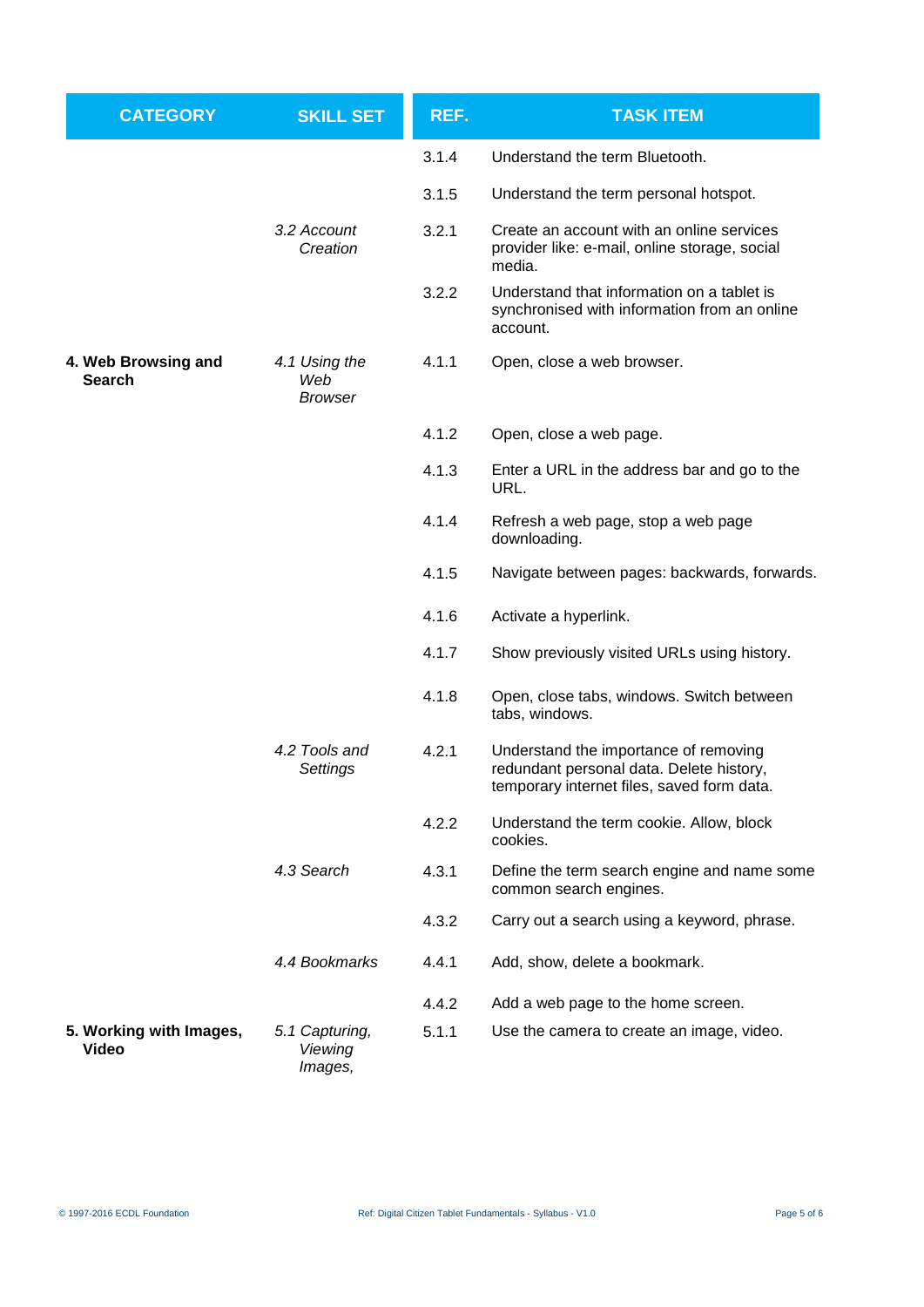| CATEGORY | SKILL SET | REF. | TASK ITEM |
| --- | --- | --- | --- |
| | | 3.1.4 | Understand the term Bluetooth. |
| | | 3.1.5 | Understand the term personal hotspot. |
| | *3.2 Account Creation* | 3.2.1 | Create an account with an online services provider like: e-mail, online storage, social media. |
| | | 3.2.2 | Understand that information on a tablet is synchronised with information from an online account. |
| **4. Web Browsing and Search** | *4.1 Using the Web Browser* | 4.1.1 | Open, close a web browser. |
| | | 4.1.2 | Open, close a web page. |
| | | 4.1.3 | Enter a URL in the address bar and go to the URL. |
| | | 4.1.4 | Refresh a web page, stop a web page downloading. |
| | | 4.1.5 | Navigate between pages: backwards, forwards. |
| | | 4.1.6 | Activate a hyperlink. |
| | | 4.1.7 | Show previously visited URLs using history. |
| | | 4.1.8 | Open, close tabs, windows. Switch between tabs, windows. |
| | *4.2 Tools and Settings* | 4.2.1 | Understand the importance of removing redundant personal data. Delete history, temporary internet files, saved form data. |
| | | 4.2.2 | Understand the term cookie. Allow, block cookies. |
| | *4.3 Search* | 4.3.1 | Define the term search engine and name some common search engines. |
| | | 4.3.2 | Carry out a search using a keyword, phrase. |
| | *4.4 Bookmarks* | 4.4.1 | Add, show, delete a bookmark. |
| | | 4.4.2 | Add a web page to the home screen. |
| **5. Working with Images, Video** | *5.1 Capturing, Viewing Images,* | 5.1.1 | Use the camera to create an image, video. |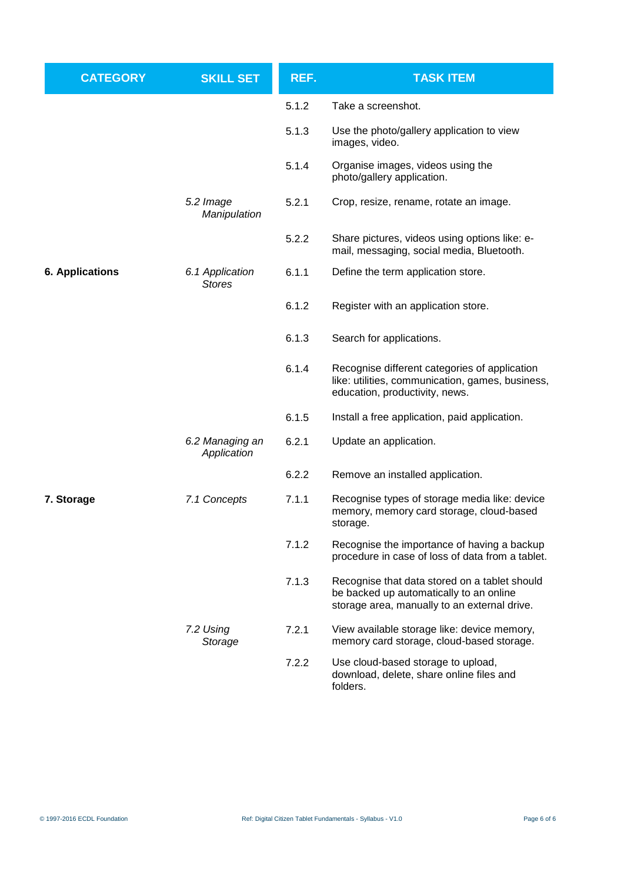| CATEGORY | SKILL SET | REF. | TASK ITEM |
|---|---|---|---|
| | | 5.1.2 | Take a screenshot. |
| | | 5.1.3 | Use the photo/gallery application to view images, video. |
| | | 5.1.4 | Organise images, videos using the photo/gallery application. |
| | *5.2 Image Manipulation* | 5.2.1 | Crop, resize, rename, rotate an image. |
| | | 5.2.2 | Share pictures, videos using options like: e-mail, messaging, social media, Bluetooth. |
| **6. Applications** | *6.1 Application Stores* | 6.1.1 | Define the term application store. |
| | | 6.1.2 | Register with an application store. |
| | | 6.1.3 | Search for applications. |
| | | 6.1.4 | Recognise different categories of application like: utilities, communication, games, business, education, productivity, news. |
| | | 6.1.5 | Install a free application, paid application. |
| | *6.2 Managing an Application* | 6.2.1 | Update an application. |
| | | 6.2.2 | Remove an installed application. |
| **7. Storage** | *7.1 Concepts* | 7.1.1 | Recognise types of storage media like: device memory, memory card storage, cloud-based storage. |
| | | 7.1.2 | Recognise the importance of having a backup procedure in case of loss of data from a tablet. |
| | | 7.1.3 | Recognise that data stored on a tablet should be backed up automatically to an online storage area, manually to an external drive. |
| | *7.2 Using Storage* | 7.2.1 | View available storage like: device memory, memory card storage, cloud-based storage. |
| | | 7.2.2 | Use cloud-based storage to upload, download, delete, share online files and folders. |